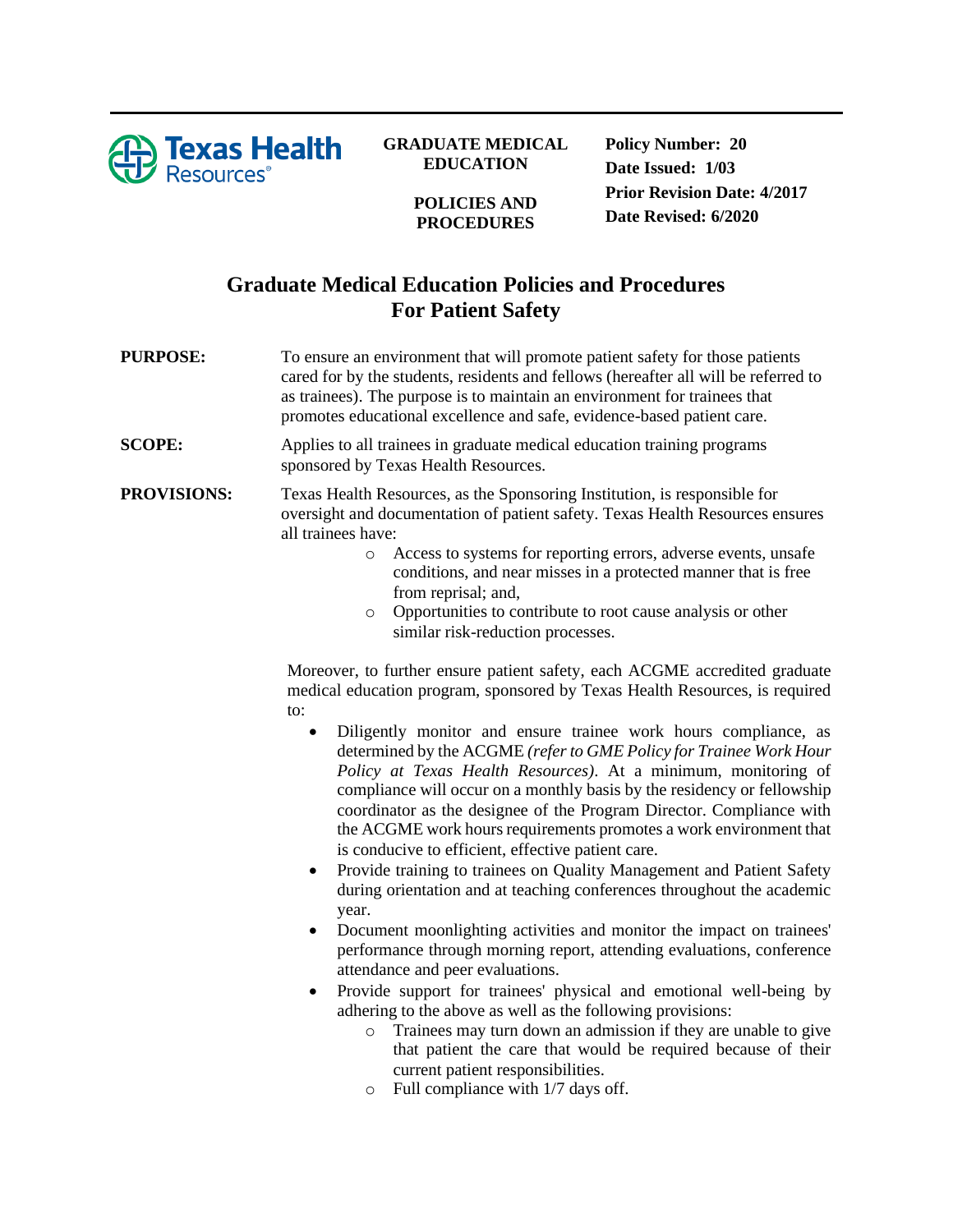Texas Health Resources®

**GRADUATE MEDICAL EDUCATION**

**POLICIES AND PROCEDURES**

**Policy Number: 20**
**Date Issued: 1/03**
**Prior Revision Date: 4/2017**
**Date Revised: 6/2020**

# Graduate Medical Education Policies and Procedures For Patient Safety

**PURPOSE:** To ensure an environment that will promote patient safety for those patients cared for by the students, residents and fellows (hereafter all will be referred to as trainees). The purpose is to maintain an environment for trainees that promotes educational excellence and safe, evidence-based patient care.

**SCOPE:** Applies to all trainees in graduate medical education training programs sponsored by Texas Health Resources.

**PROVISIONS:** Texas Health Resources, as the Sponsoring Institution, is responsible for oversight and documentation of patient safety. Texas Health Resources ensures all trainees have:

- Access to systems for reporting errors, adverse events, unsafe conditions, and near misses in a protected manner that is free from reprisal; and,
- Opportunities to contribute to root cause analysis or other similar risk-reduction processes.

Moreover, to further ensure patient safety, each ACGME accredited graduate medical education program, sponsored by Texas Health Resources, is required to:

- Diligently monitor and ensure trainee work hours compliance, as determined by the ACGME *(refer to GME Policy for Trainee Work Hour Policy at Texas Health Resources)*. At a minimum, monitoring of compliance will occur on a monthly basis by the residency or fellowship coordinator as the designee of the Program Director. Compliance with the ACGME work hours requirements promotes a work environment that is conducive to efficient, effective patient care.
- Provide training to trainees on Quality Management and Patient Safety during orientation and at teaching conferences throughout the academic year.
- Document moonlighting activities and monitor the impact on trainees' performance through morning report, attending evaluations, conference attendance and peer evaluations.
- Provide support for trainees' physical and emotional well-being by adhering to the above as well as the following provisions:
  - Trainees may turn down an admission if they are unable to give that patient the care that would be required because of their current patient responsibilities.
  - Full compliance with 1/7 days off.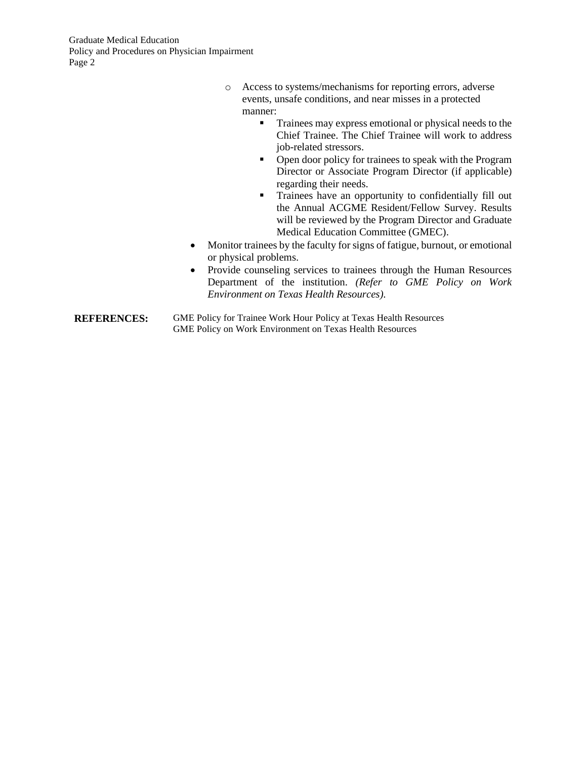- Access to systems/mechanisms for reporting errors, adverse events, unsafe conditions, and near misses in a protected manner:
    - Trainees may express emotional or physical needs to the Chief Trainee. The Chief Trainee will work to address job-related stressors.
    - Open door policy for trainees to speak with the Program Director or Associate Program Director (if applicable) regarding their needs.
    - Trainees have an opportunity to confidentially fill out the Annual ACGME Resident/Fellow Survey. Results will be reviewed by the Program Director and Graduate Medical Education Committee (GMEC).
- Monitor trainees by the faculty for signs of fatigue, burnout, or emotional or physical problems.
- Provide counseling services to trainees through the Human Resources Department of the institution. *(Refer to GME Policy on Work Environment on Texas Health Resources).*

**REFERENCES:**

GME Policy for Trainee Work Hour Policy at Texas Health Resources
GME Policy on Work Environment on Texas Health Resources